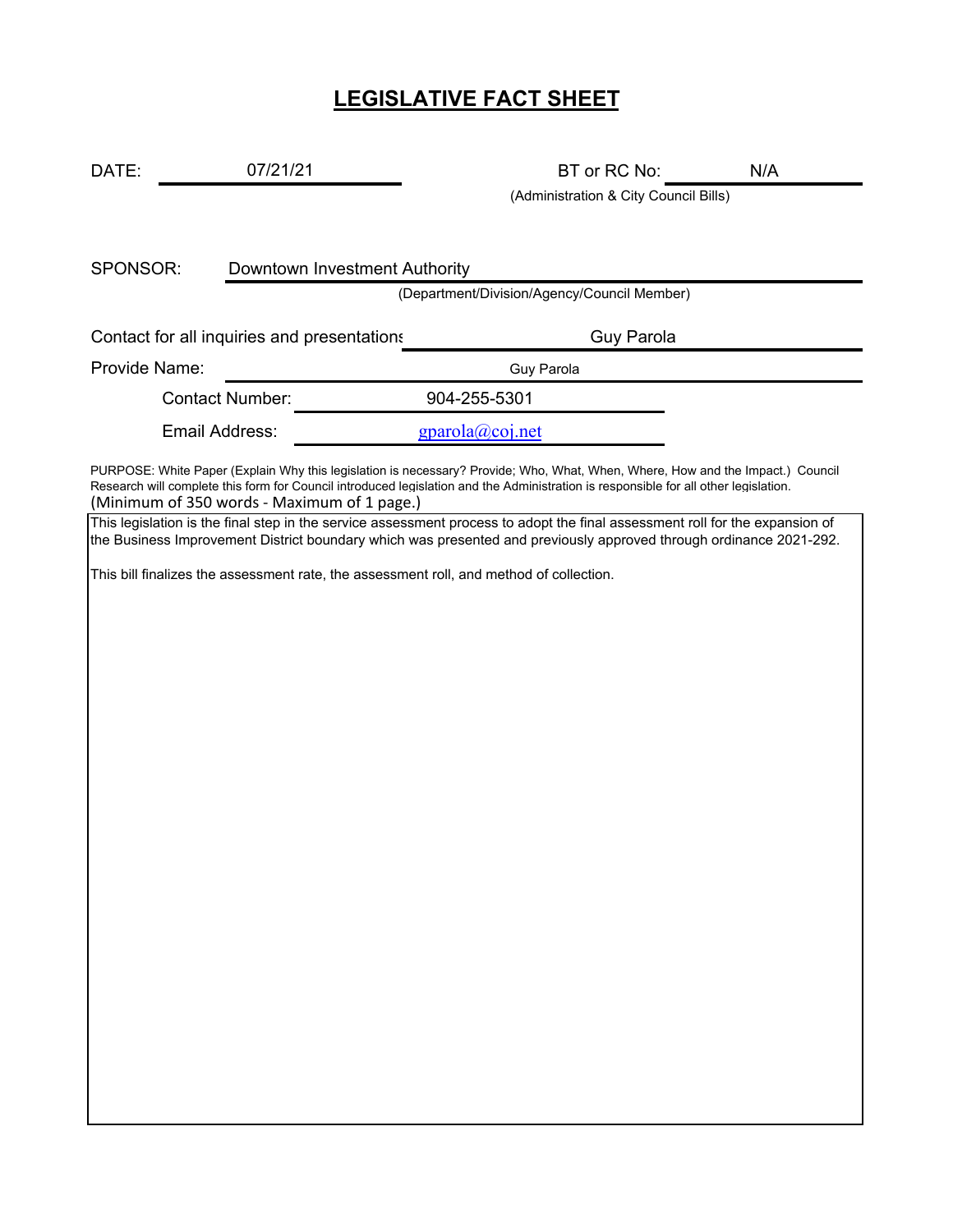# LEGISLATIVE FACT SHEET

DATE: 07/21/21

BT or RC No: N/A

(Administration & City Council Bills)

SPONSOR: Downtown Investment Authority

(Department/Division/Agency/Council Member)

Contact for all inquiries and presentations: Guy Parola

Provide Name: Guy Parola

Contact Number: 904-255-5301

Email Address: gparola@coj.net

PURPOSE: White Paper (Explain Why this legislation is necessary? Provide; Who, What, When, Where, How and the Impact.) Council Research will complete this form for Council introduced legislation and the Administration is responsible for all other legislation. (Minimum of 350 words - Maximum of 1 page.)

This legislation is the final step in the service assessment process to adopt the final assessment roll for the expansion of the Business Improvement District boundary which was presented and previously approved through ordinance 2021-292.

This bill finalizes the assessment rate, the assessment roll, and method of collection.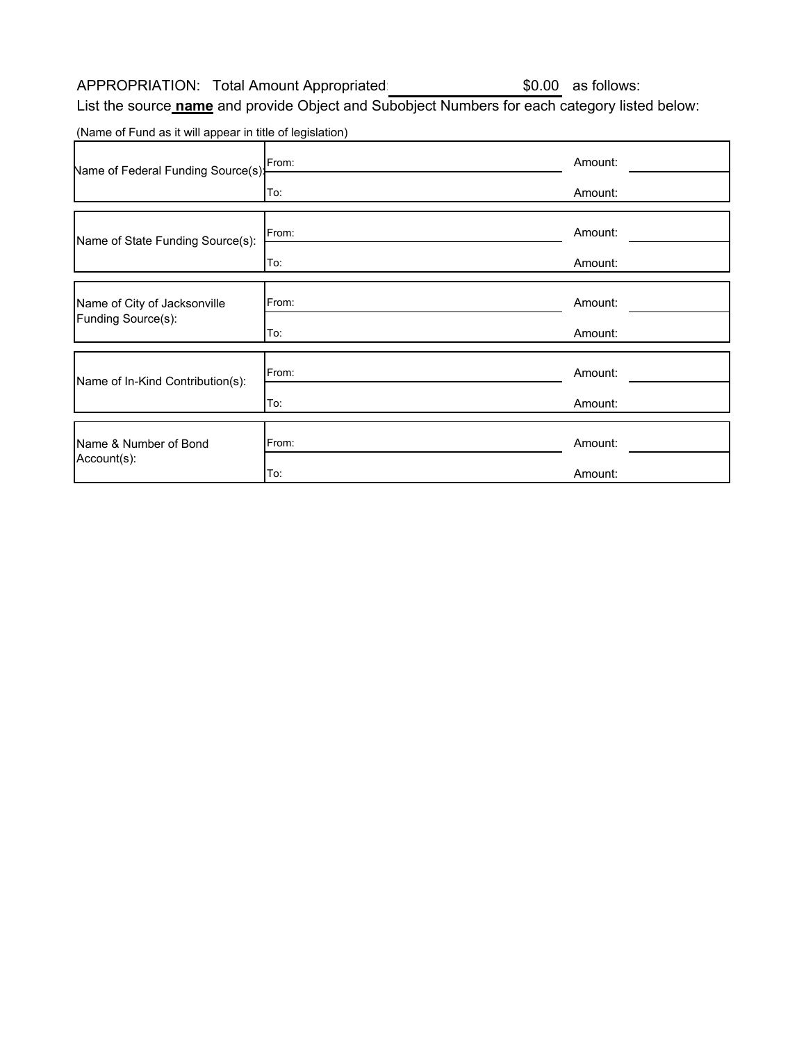APPROPRIATION: Total Amount Appropriated: $0.00 as follows:

List the source **name** and provide Object and Subobject Numbers for each category listed below:

(Name of Fund as it will appear in title of legislation)

| | | | |
|---|---|---|---|
| Name of Federal Funding Source(s): | From: | Amount: | |
| | To: | Amount: | |
| Name of State Funding Source(s): | From: | Amount: | |
| | To: | Amount: | |
| Name of City of Jacksonville Funding Source(s): | From: | Amount: | |
| | To: | Amount: | |
| Name of In-Kind Contribution(s): | From: | Amount: | |
| | To: | Amount: | |
| Name & Number of Bond Account(s): | From: | Amount: | |
| | To: | Amount: | |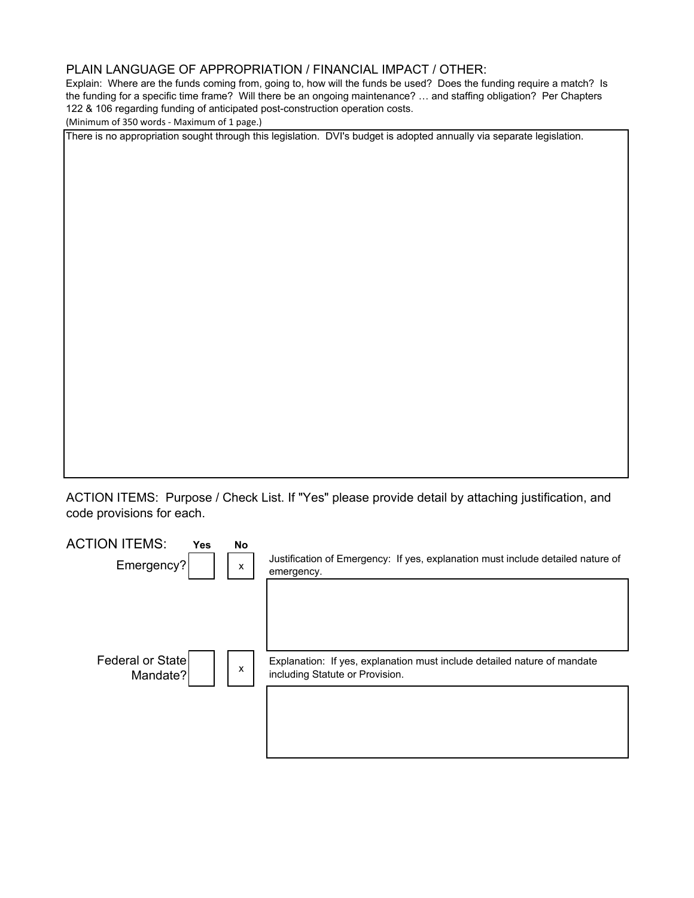## PLAIN LANGUAGE OF APPROPRIATION / FINANCIAL IMPACT / OTHER:

Explain: Where are the funds coming from, going to, how will the funds be used? Does the funding require a match? Is the funding for a specific time frame? Will there be an ongoing maintenance? … and staffing obligation? Per Chapters 122 & 106 regarding funding of anticipated post-construction operation costs.
(Minimum of 350 words - Maximum of 1 page.)

There is no appropriation sought through this legislation. DVI's budget is adopted annually via separate legislation.

## ACTION ITEMS: Purpose / Check List. If "Yes" please provide detail by attaching justification, and code provisions for each.

| ACTION ITEMS: | Yes | No | |
|---|---|---|---|
| Emergency? | | x | Justification of Emergency: If yes, explanation must include detailed nature of emergency. |
| Federal or State Mandate? | | x | Explanation: If yes, explanation must include detailed nature of mandate including Statute or Provision. |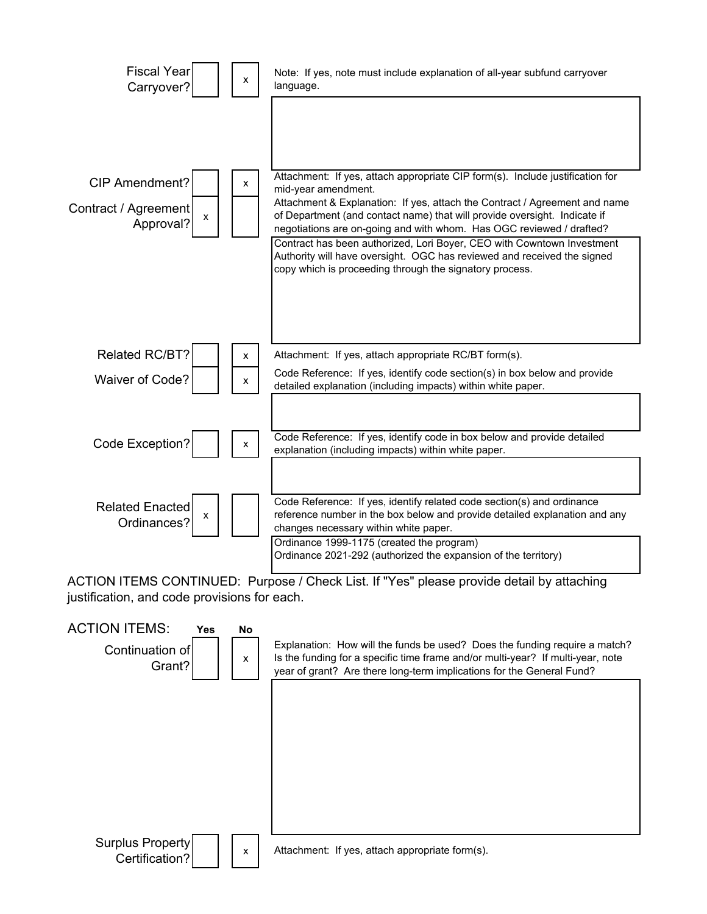| | Yes | No | |
|---|---|---|---|
| Fiscal Year Carryover? | | x | Note: If yes, note must include explanation of all-year subfund carryover language. |
| | | | |
| CIP Amendment? | | x | Attachment: If yes, attach appropriate CIP form(s). Include justification for mid-year amendment. |
| Contract / Agreement Approval? | x | | Attachment & Explanation: If yes, attach the Contract / Agreement and name of Department (and contact name) that will provide oversight. Indicate if negotiations are on-going and with whom. Has OGC reviewed / drafted? |
| | | | Contract has been authorized, Lori Boyer, CEO with Cowntown Investment Authority will have oversight. OGC has reviewed and received the signed copy which is proceeding through the signatory process. |
| Related RC/BT? | | x | Attachment: If yes, attach appropriate RC/BT form(s). |
| Waiver of Code? | | x | Code Reference: If yes, identify code section(s) in box below and provide detailed explanation (including impacts) within white paper. |
| | | | |
| Code Exception? | | x | Code Reference: If yes, identify code in box below and provide detailed explanation (including impacts) within white paper. |
| | | | |
| Related Enacted Ordinances? | x | | Code Reference: If yes, identify related code section(s) and ordinance reference number in the box below and provide detailed explanation and any changes necessary within white paper. |
| | | | Ordinance 1999-1175 (created the program)<br>Ordinance 2021-292 (authorized the expansion of the territory) |

ACTION ITEMS CONTINUED: Purpose / Check List. If "Yes" please provide detail by attaching justification, and code provisions for each.

| ACTION ITEMS: | Yes | No | |
|---|---|---|---|
| Continuation of Grant? | | x | Explanation: How will the funds be used? Does the funding require a match? Is the funding for a specific time frame and/or multi-year? If multi-year, note year of grant? Are there long-term implications for the General Fund? |
| | | | |
| Surplus Property Certification? | | x | Attachment: If yes, attach appropriate form(s). |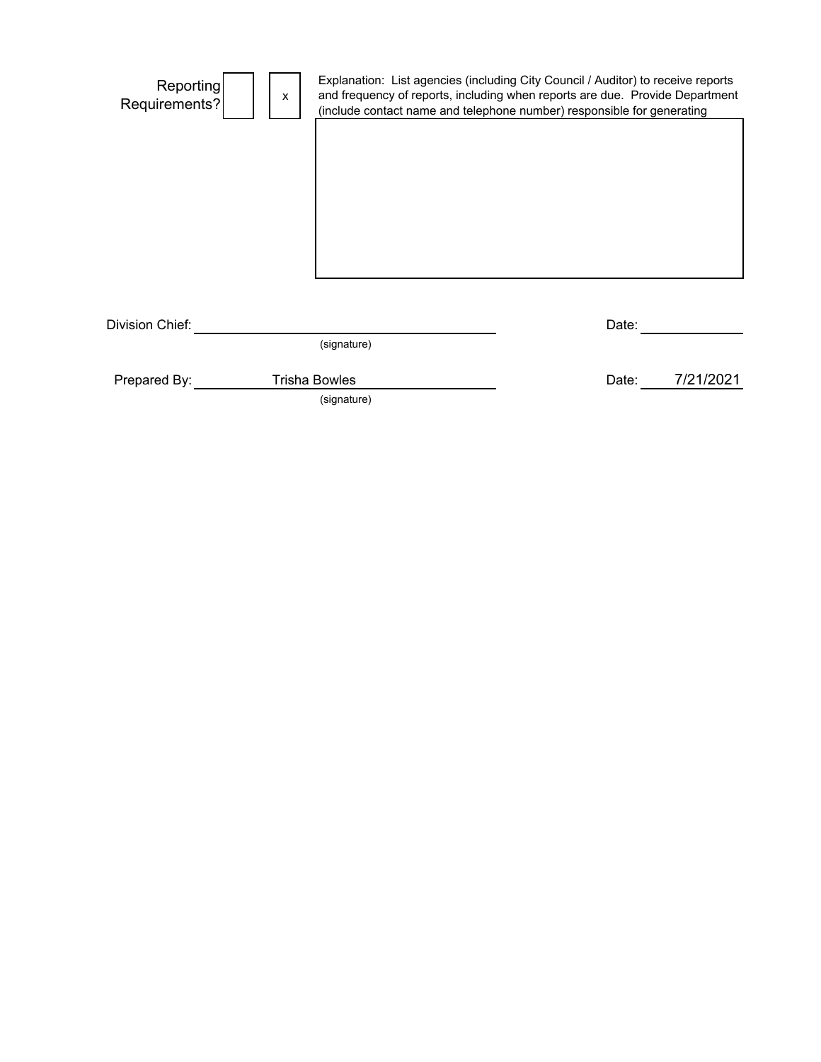Reporting Requirements? [ ] [x]

Explanation: List agencies (including City Council / Auditor) to receive reports and frequency of reports, including when reports are due. Provide Department (include contact name and telephone number) responsible for generating

Division Chief: ______________________________ Date: ______________
(signature)

Prepared By: Trisha Bowles Date: 7/21/2021
(signature)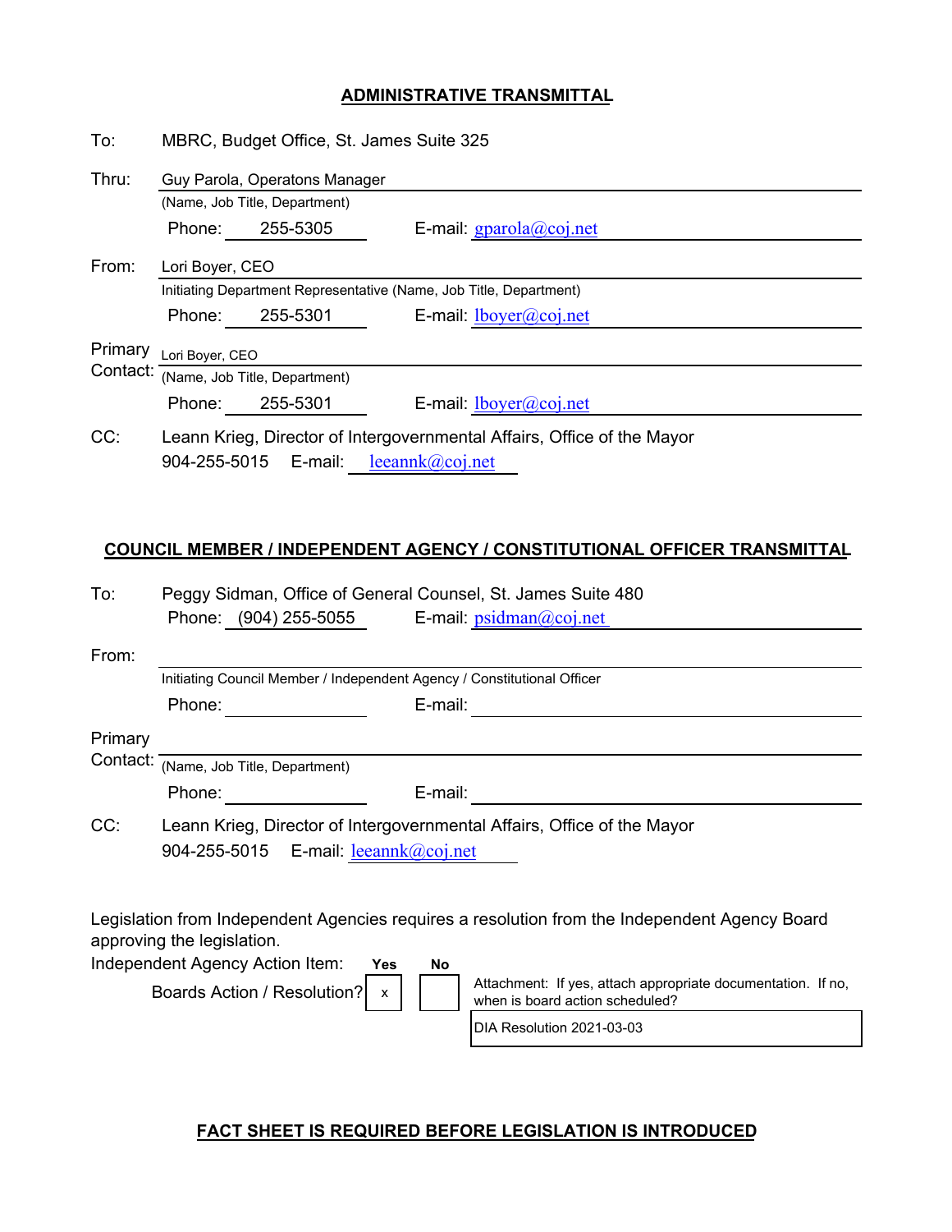## ADMINISTRATIVE TRANSMITTAL

To: MBRC, Budget Office, St. James Suite 325

Thru: Guy Parola, Operatons Manager
(Name, Job Title, Department)
Phone: 255-5305 E-mail: gparola@coj.net

From: Lori Boyer, CEO
Initiating Department Representative (Name, Job Title, Department)
Phone: 255-5301 E-mail: lboyer@coj.net

Primary Contact: Lori Boyer, CEO
(Name, Job Title, Department)
Phone: 255-5301 E-mail: lboyer@coj.net

CC: Leann Krieg, Director of Intergovernmental Affairs, Office of the Mayor
904-255-5015 E-mail: leeannk@coj.net

## COUNCIL MEMBER / INDEPENDENT AGENCY / CONSTITUTIONAL OFFICER TRANSMITTAL

To: Peggy Sidman, Office of General Counsel, St. James Suite 480
Phone: (904) 255-5055 E-mail: psidman@coj.net

From:
Initiating Council Member / Independent Agency / Constitutional Officer
Phone: E-mail:

Primary Contact:
(Name, Job Title, Department)
Phone: E-mail:

CC: Leann Krieg, Director of Intergovernmental Affairs, Office of the Mayor
904-255-5015 E-mail: leeannk@coj.net

Legislation from Independent Agencies requires a resolution from the Independent Agency Board approving the legislation.

| Independent Agency Action Item: | Yes | No | |
|---|---|---|---|
| Boards Action / Resolution? | x | | Attachment: If yes, attach appropriate documentation. If no, when is board action scheduled? |
| | | | DIA Resolution 2021-03-03 |

**FACT SHEET IS REQUIRED BEFORE LEGISLATION IS INTRODUCED**